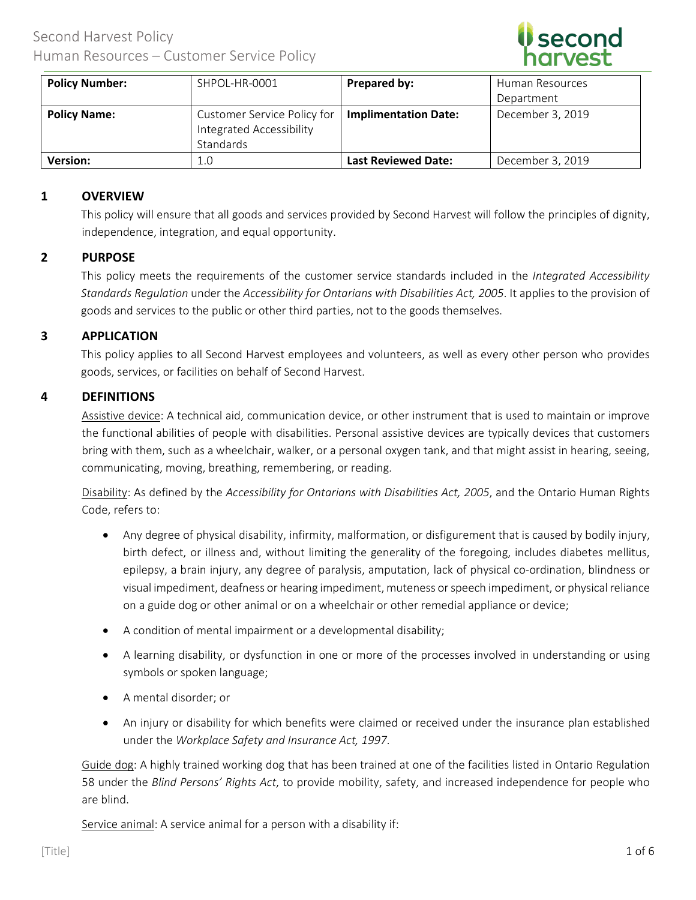| **Policy Number:** | SHPOL-HR-0001 | **Prepared by:** | Human Resources Department |
| --- | --- | --- | --- |
| **Policy Name:** | Customer Service Policy for Integrated Accessibility Standards | **Implimentation Date:** | December 3, 2019 |
| **Version:** | 1.0 | **Last Reviewed Date:** | December 3, 2019 |

## 1 OVERVIEW

This policy will ensure that all goods and services provided by Second Harvest will follow the principles of dignity, independence, integration, and equal opportunity.

## 2 PURPOSE

This policy meets the requirements of the customer service standards included in the *Integrated Accessibility Standards Regulation* under the *Accessibility for Ontarians with Disabilities Act, 2005*. It applies to the provision of goods and services to the public or other third parties, not to the goods themselves.

## 3 APPLICATION

This policy applies to all Second Harvest employees and volunteers, as well as every other person who provides goods, services, or facilities on behalf of Second Harvest.

## 4 DEFINITIONS

Assistive device: A technical aid, communication device, or other instrument that is used to maintain or improve the functional abilities of people with disabilities. Personal assistive devices are typically devices that customers bring with them, such as a wheelchair, walker, or a personal oxygen tank, and that might assist in hearing, seeing, communicating, moving, breathing, remembering, or reading.

Disability: As defined by the *Accessibility for Ontarians with Disabilities Act, 2005*, and the Ontario Human Rights Code, refers to:

- Any degree of physical disability, infirmity, malformation, or disfigurement that is caused by bodily injury, birth defect, or illness and, without limiting the generality of the foregoing, includes diabetes mellitus, epilepsy, a brain injury, any degree of paralysis, amputation, lack of physical co-ordination, blindness or visual impediment, deafness or hearing impediment, muteness or speech impediment, or physical reliance on a guide dog or other animal or on a wheelchair or other remedial appliance or device;
- A condition of mental impairment or a developmental disability;
- A learning disability, or dysfunction in one or more of the processes involved in understanding or using symbols or spoken language;
- A mental disorder; or
- An injury or disability for which benefits were claimed or received under the insurance plan established under the *Workplace Safety and Insurance Act, 1997*.

Guide dog: A highly trained working dog that has been trained at one of the facilities listed in Ontario Regulation 58 under the *Blind Persons' Rights Act*, to provide mobility, safety, and increased independence for people who are blind.

Service animal: A service animal for a person with a disability if: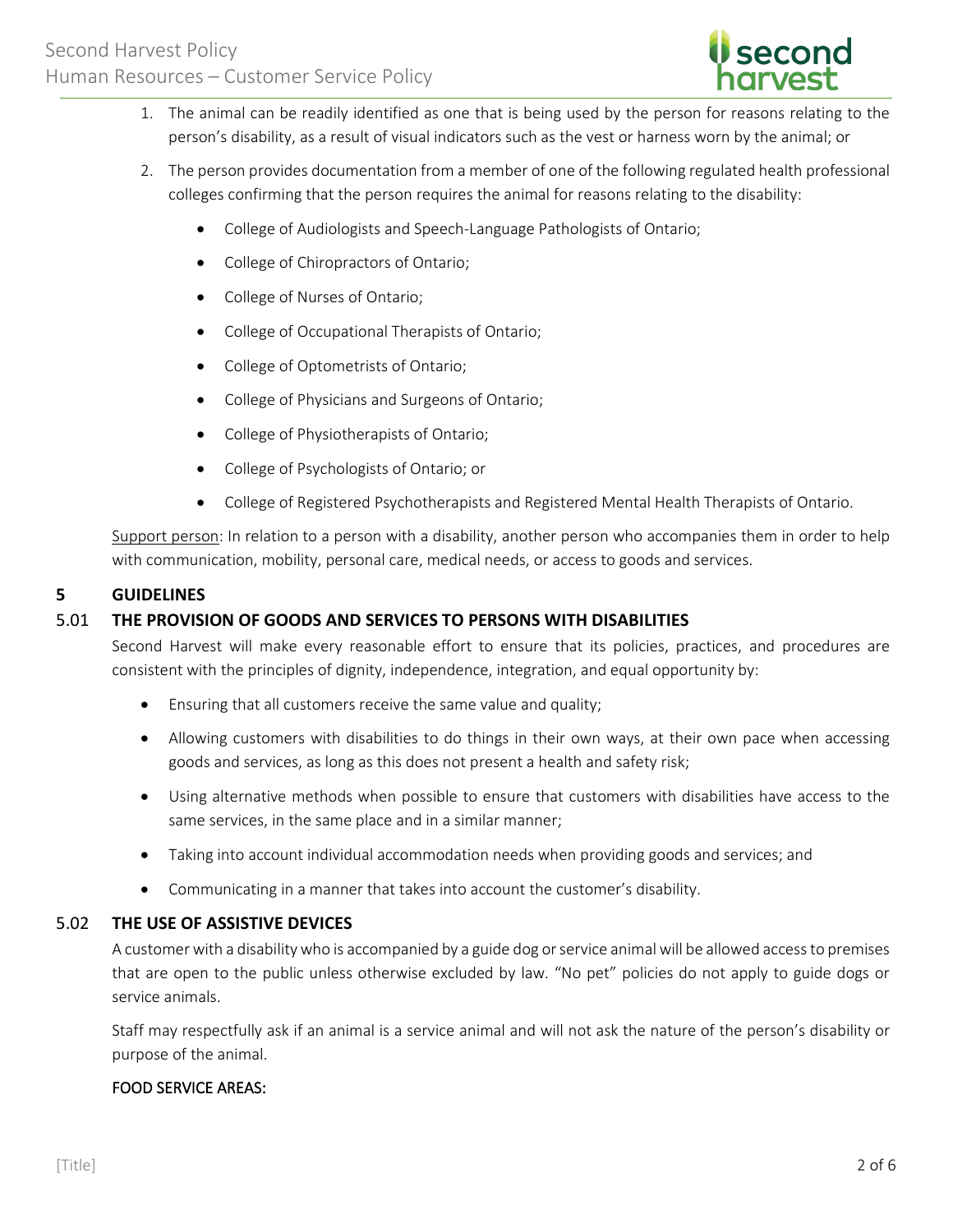1. The animal can be readily identified as one that is being used by the person for reasons relating to the person's disability, as a result of visual indicators such as the vest or harness worn by the animal; or

2. The person provides documentation from a member of one of the following regulated health professional colleges confirming that the person requires the animal for reasons relating to the disability:

   - College of Audiologists and Speech-Language Pathologists of Ontario;
   - College of Chiropractors of Ontario;
   - College of Nurses of Ontario;
   - College of Occupational Therapists of Ontario;
   - College of Optometrists of Ontario;
   - College of Physicians and Surgeons of Ontario;
   - College of Physiotherapists of Ontario;
   - College of Psychologists of Ontario; or
   - College of Registered Psychotherapists and Registered Mental Health Therapists of Ontario.

Support person: In relation to a person with a disability, another person who accompanies them in order to help with communication, mobility, personal care, medical needs, or access to goods and services.

## 5 GUIDELINES

### 5.01 THE PROVISION OF GOODS AND SERVICES TO PERSONS WITH DISABILITIES

Second Harvest will make every reasonable effort to ensure that its policies, practices, and procedures are consistent with the principles of dignity, independence, integration, and equal opportunity by:

- Ensuring that all customers receive the same value and quality;
- Allowing customers with disabilities to do things in their own ways, at their own pace when accessing goods and services, as long as this does not present a health and safety risk;
- Using alternative methods when possible to ensure that customers with disabilities have access to the same services, in the same place and in a similar manner;
- Taking into account individual accommodation needs when providing goods and services; and
- Communicating in a manner that takes into account the customer's disability.

### 5.02 THE USE OF ASSISTIVE DEVICES

A customer with a disability who is accompanied by a guide dog or service animal will be allowed access to premises that are open to the public unless otherwise excluded by law. "No pet" policies do not apply to guide dogs or service animals.

Staff may respectfully ask if an animal is a service animal and will not ask the nature of the person's disability or purpose of the animal.

FOOD SERVICE AREAS: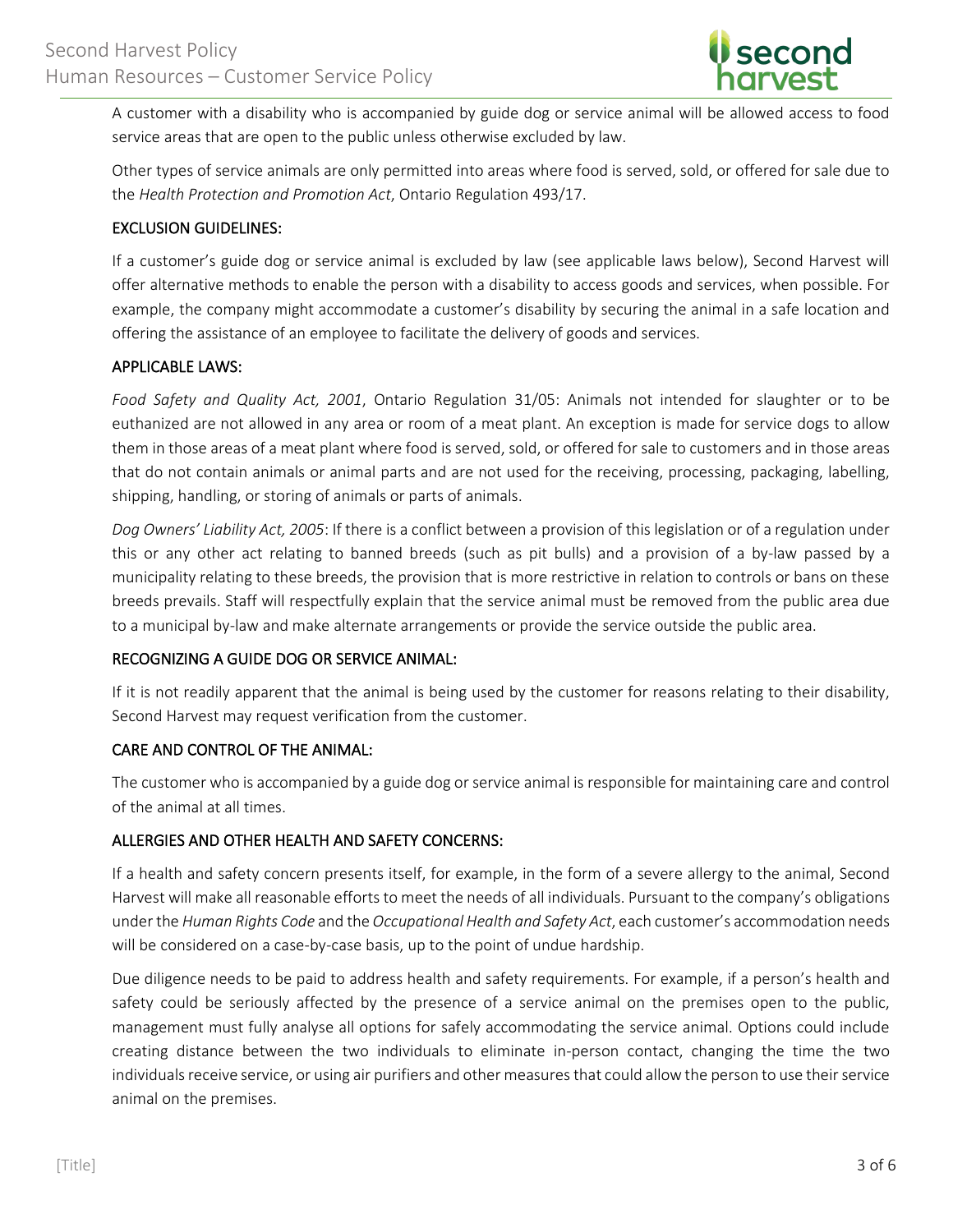A customer with a disability who is accompanied by guide dog or service animal will be allowed access to food service areas that are open to the public unless otherwise excluded by law.

Other types of service animals are only permitted into areas where food is served, sold, or offered for sale due to the *Health Protection and Promotion Act*, Ontario Regulation 493/17.

## EXCLUSION GUIDELINES:

If a customer's guide dog or service animal is excluded by law (see applicable laws below), Second Harvest will offer alternative methods to enable the person with a disability to access goods and services, when possible. For example, the company might accommodate a customer's disability by securing the animal in a safe location and offering the assistance of an employee to facilitate the delivery of goods and services.

## APPLICABLE LAWS:

*Food Safety and Quality Act, 2001*, Ontario Regulation 31/05: Animals not intended for slaughter or to be euthanized are not allowed in any area or room of a meat plant. An exception is made for service dogs to allow them in those areas of a meat plant where food is served, sold, or offered for sale to customers and in those areas that do not contain animals or animal parts and are not used for the receiving, processing, packaging, labelling, shipping, handling, or storing of animals or parts of animals.

*Dog Owners' Liability Act, 2005*: If there is a conflict between a provision of this legislation or of a regulation under this or any other act relating to banned breeds (such as pit bulls) and a provision of a by-law passed by a municipality relating to these breeds, the provision that is more restrictive in relation to controls or bans on these breeds prevails. Staff will respectfully explain that the service animal must be removed from the public area due to a municipal by-law and make alternate arrangements or provide the service outside the public area.

## RECOGNIZING A GUIDE DOG OR SERVICE ANIMAL:

If it is not readily apparent that the animal is being used by the customer for reasons relating to their disability, Second Harvest may request verification from the customer.

## CARE AND CONTROL OF THE ANIMAL:

The customer who is accompanied by a guide dog or service animal is responsible for maintaining care and control of the animal at all times.

## ALLERGIES AND OTHER HEALTH AND SAFETY CONCERNS:

If a health and safety concern presents itself, for example, in the form of a severe allergy to the animal, Second Harvest will make all reasonable efforts to meet the needs of all individuals. Pursuant to the company's obligations under the *Human Rights Code* and the *Occupational Health and Safety Act*, each customer's accommodation needs will be considered on a case-by-case basis, up to the point of undue hardship.

Due diligence needs to be paid to address health and safety requirements. For example, if a person's health and safety could be seriously affected by the presence of a service animal on the premises open to the public, management must fully analyse all options for safely accommodating the service animal. Options could include creating distance between the two individuals to eliminate in-person contact, changing the time the two individuals receive service, or using air purifiers and other measures that could allow the person to use their service animal on the premises.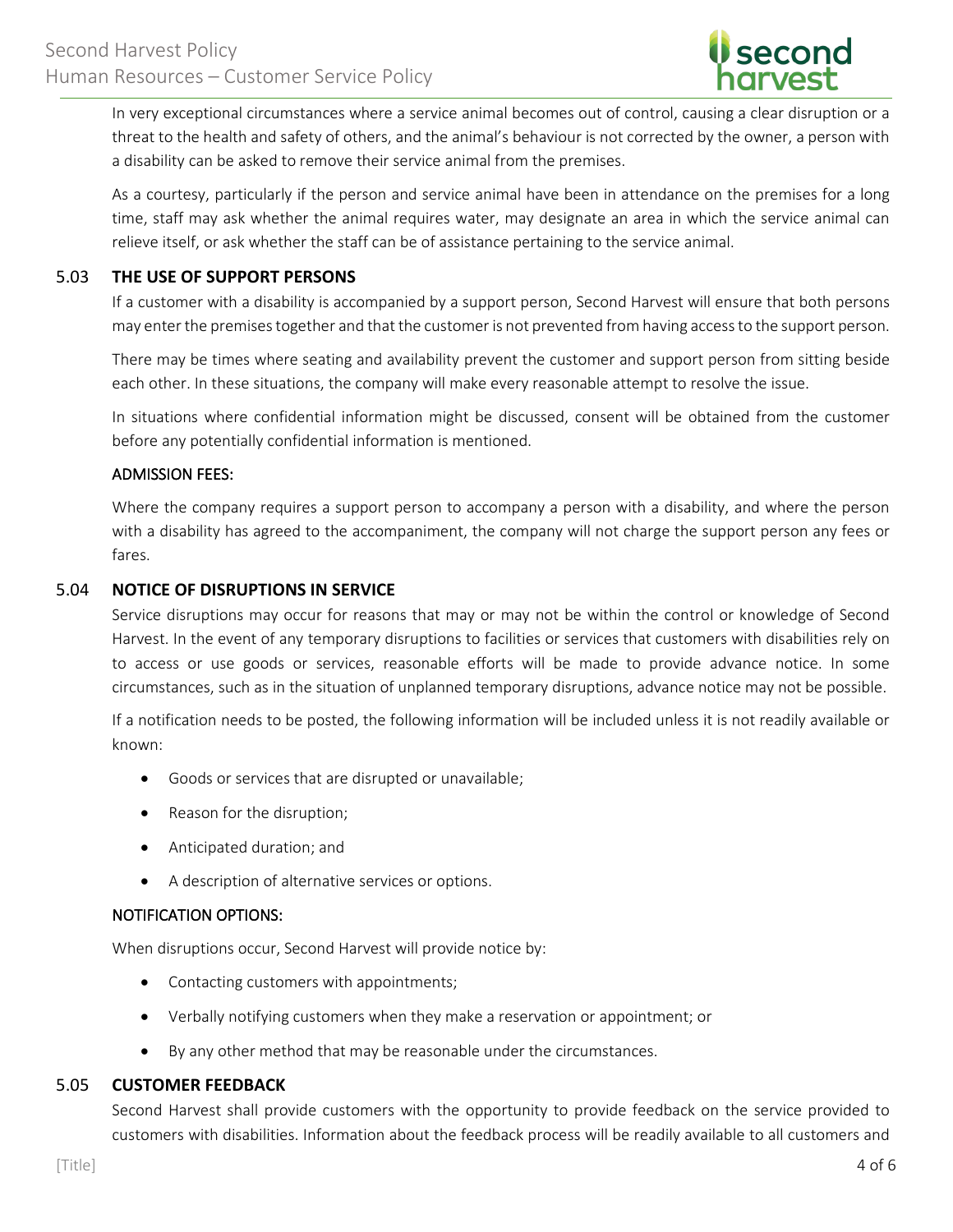In very exceptional circumstances where a service animal becomes out of control, causing a clear disruption or a threat to the health and safety of others, and the animal's behaviour is not corrected by the owner, a person with a disability can be asked to remove their service animal from the premises.

As a courtesy, particularly if the person and service animal have been in attendance on the premises for a long time, staff may ask whether the animal requires water, may designate an area in which the service animal can relieve itself, or ask whether the staff can be of assistance pertaining to the service animal.

## 5.03 THE USE OF SUPPORT PERSONS

If a customer with a disability is accompanied by a support person, Second Harvest will ensure that both persons may enter the premises together and that the customer is not prevented from having access to the support person.

There may be times where seating and availability prevent the customer and support person from sitting beside each other. In these situations, the company will make every reasonable attempt to resolve the issue.

In situations where confidential information might be discussed, consent will be obtained from the customer before any potentially confidential information is mentioned.

ADMISSION FEES:

Where the company requires a support person to accompany a person with a disability, and where the person with a disability has agreed to the accompaniment, the company will not charge the support person any fees or fares.

## 5.04 NOTICE OF DISRUPTIONS IN SERVICE

Service disruptions may occur for reasons that may or may not be within the control or knowledge of Second Harvest. In the event of any temporary disruptions to facilities or services that customers with disabilities rely on to access or use goods or services, reasonable efforts will be made to provide advance notice. In some circumstances, such as in the situation of unplanned temporary disruptions, advance notice may not be possible.

If a notification needs to be posted, the following information will be included unless it is not readily available or known:

- Goods or services that are disrupted or unavailable;
- Reason for the disruption;
- Anticipated duration; and
- A description of alternative services or options.

NOTIFICATION OPTIONS:

When disruptions occur, Second Harvest will provide notice by:

- Contacting customers with appointments;
- Verbally notifying customers when they make a reservation or appointment; or
- By any other method that may be reasonable under the circumstances.

## 5.05 CUSTOMER FEEDBACK

Second Harvest shall provide customers with the opportunity to provide feedback on the service provided to customers with disabilities. Information about the feedback process will be readily available to all customers and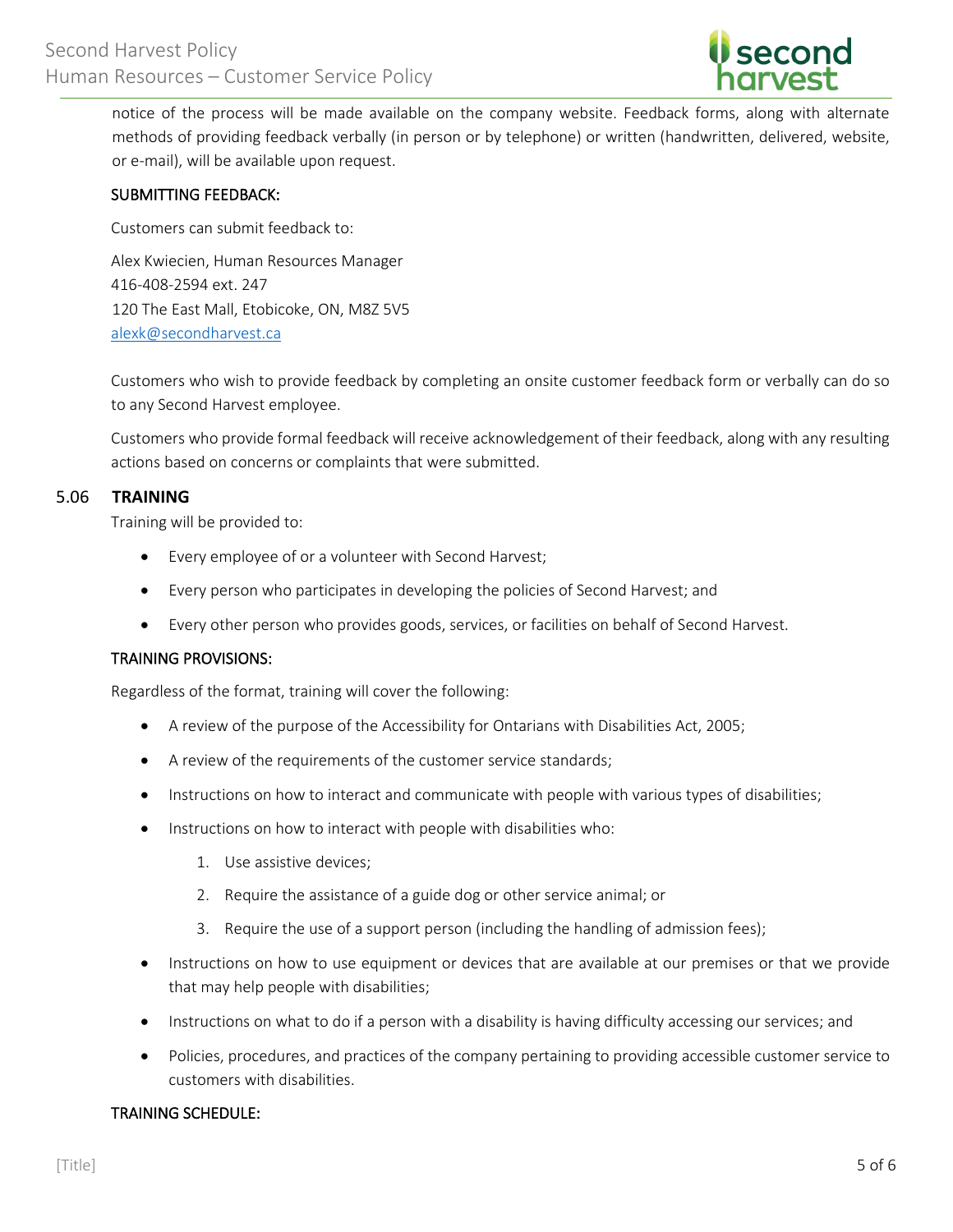notice of the process will be made available on the company website. Feedback forms, along with alternate methods of providing feedback verbally (in person or by telephone) or written (handwritten, delivered, website, or e-mail), will be available upon request.

SUBMITTING FEEDBACK:

Customers can submit feedback to:

Alex Kwiecien, Human Resources Manager
416-408-2594 ext. 247
120 The East Mall, Etobicoke, ON, M8Z 5V5
alexk@secondharvest.ca

Customers who wish to provide feedback by completing an onsite customer feedback form or verbally can do so to any Second Harvest employee.

Customers who provide formal feedback will receive acknowledgement of their feedback, along with any resulting actions based on concerns or complaints that were submitted.

## 5.06 TRAINING

Training will be provided to:

- Every employee of or a volunteer with Second Harvest;
- Every person who participates in developing the policies of Second Harvest; and
- Every other person who provides goods, services, or facilities on behalf of Second Harvest.

TRAINING PROVISIONS:

Regardless of the format, training will cover the following:

- A review of the purpose of the Accessibility for Ontarians with Disabilities Act, 2005;
- A review of the requirements of the customer service standards;
- Instructions on how to interact and communicate with people with various types of disabilities;
- Instructions on how to interact with people with disabilities who:
  1. Use assistive devices;
  2. Require the assistance of a guide dog or other service animal; or
  3. Require the use of a support person (including the handling of admission fees);
- Instructions on how to use equipment or devices that are available at our premises or that we provide that may help people with disabilities;
- Instructions on what to do if a person with a disability is having difficulty accessing our services; and
- Policies, procedures, and practices of the company pertaining to providing accessible customer service to customers with disabilities.

TRAINING SCHEDULE: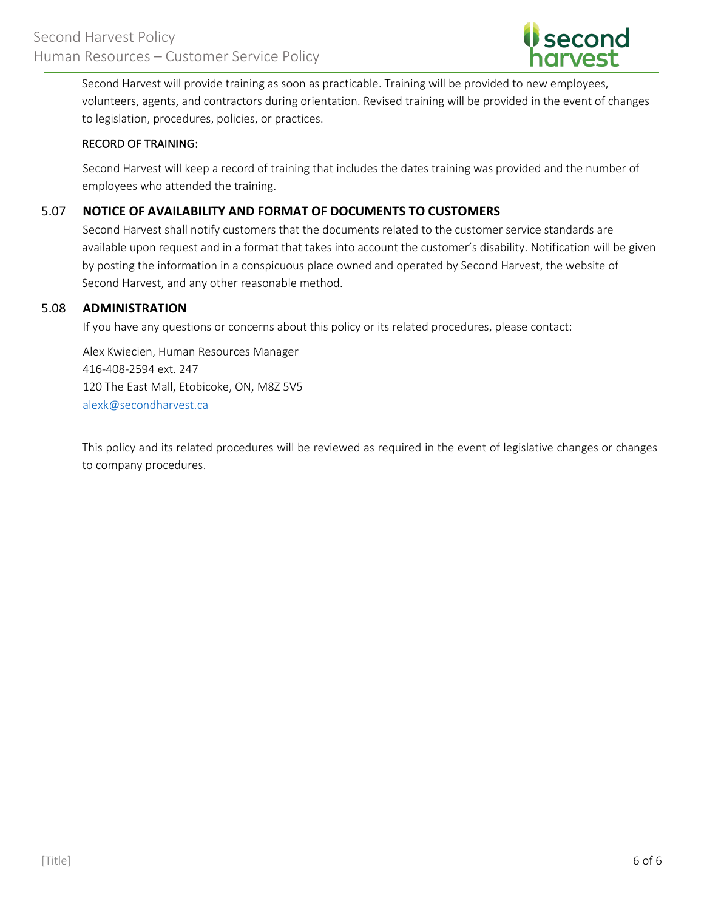Second Harvest will provide training as soon as practicable. Training will be provided to new employees, volunteers, agents, and contractors during orientation. Revised training will be provided in the event of changes to legislation, procedures, policies, or practices.

RECORD OF TRAINING:

Second Harvest will keep a record of training that includes the dates training was provided and the number of employees who attended the training.

## 5.07 NOTICE OF AVAILABILITY AND FORMAT OF DOCUMENTS TO CUSTOMERS

Second Harvest shall notify customers that the documents related to the customer service standards are available upon request and in a format that takes into account the customer's disability. Notification will be given by posting the information in a conspicuous place owned and operated by Second Harvest, the website of Second Harvest, and any other reasonable method.

## 5.08 ADMINISTRATION

If you have any questions or concerns about this policy or its related procedures, please contact:

Alex Kwiecien, Human Resources Manager
416-408-2594 ext. 247
120 The East Mall, Etobicoke, ON, M8Z 5V5
alexk@secondharvest.ca

This policy and its related procedures will be reviewed as required in the event of legislative changes or changes to company procedures.